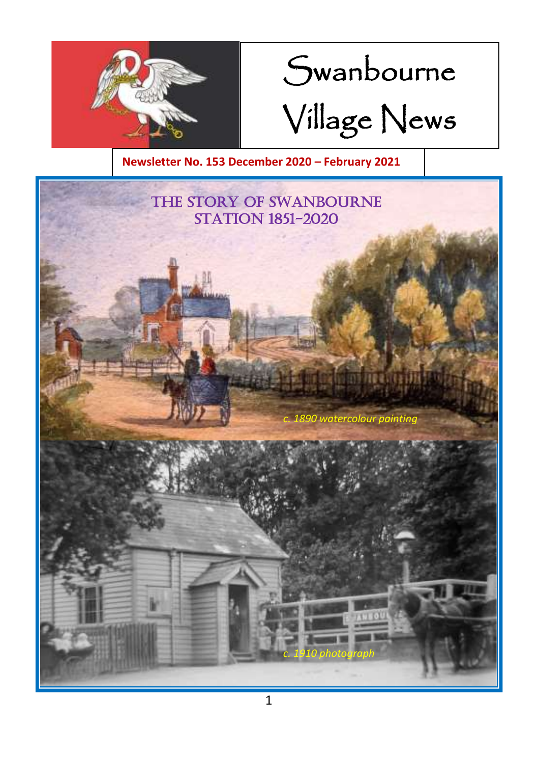# Swanbourne Village News

**Newsletter No. 153 December 2020 – February 2021**

## THE STORY OF SWANBOURNE STATION 1851-2020

*c. 1890 watercolour painting*

*c. 1910 photograph*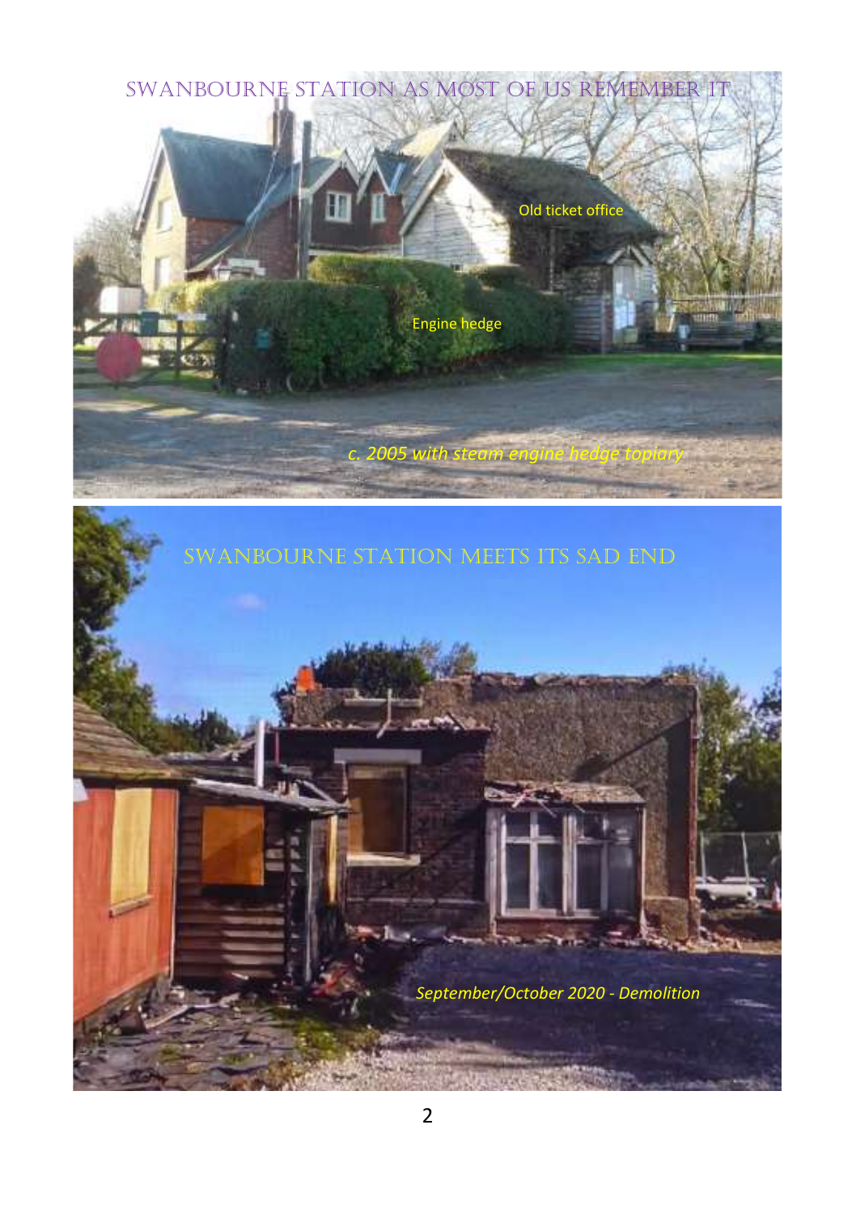## Swanbourne Station as most of us remember it

Old ticket office

Engine hedge

*c. 2005 with steam engine hedge topiary*

## Swanbourne Station meets its sad end

*September/October 2020 - Demolition*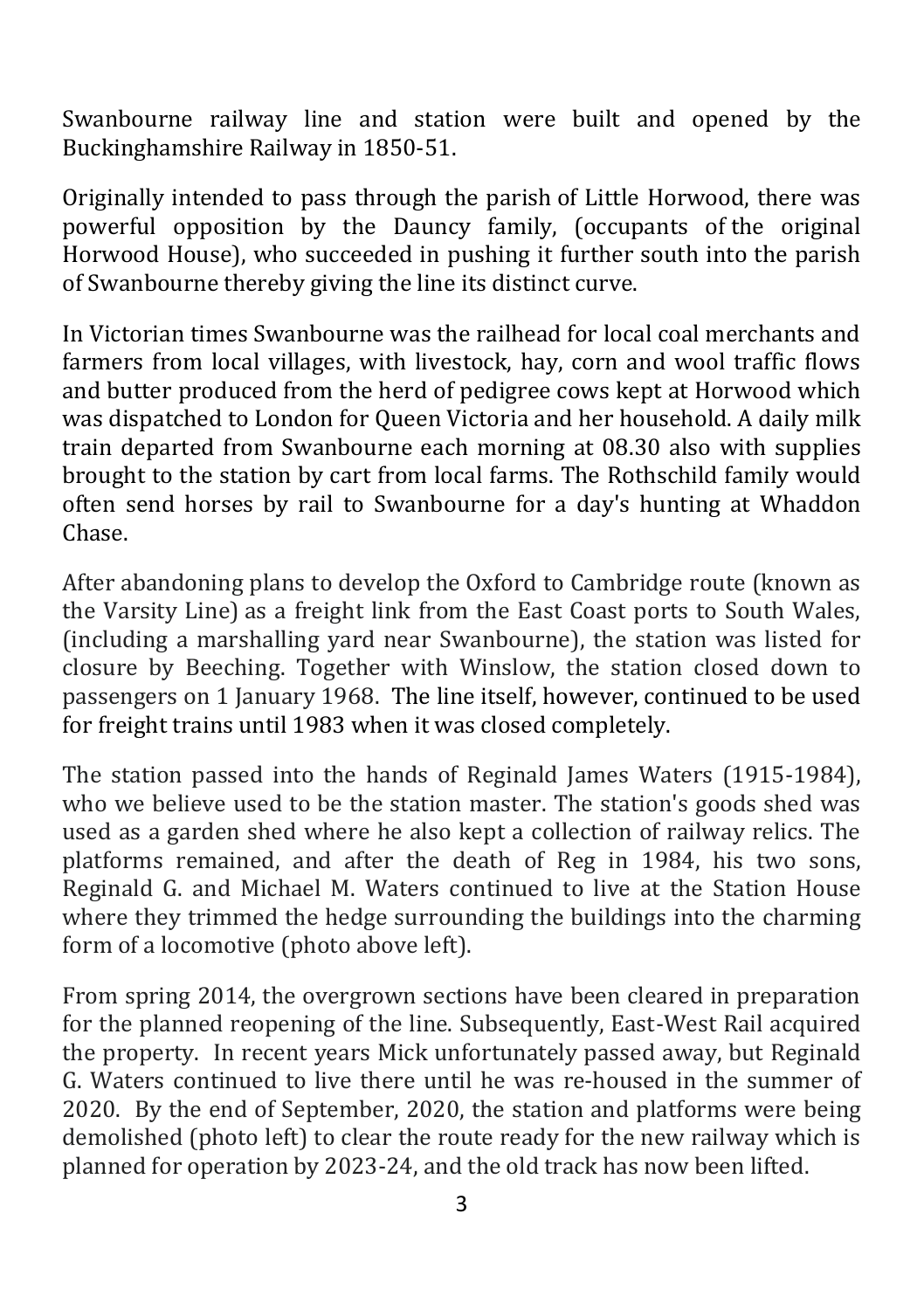Swanbourne railway line and station were built and opened by the Buckinghamshire Railway in 1850-51.

Originally intended to pass through the parish of Little Horwood, there was powerful opposition by the Dauncy family, (occupants of the original Horwood House), who succeeded in pushing it further south into the parish of Swanbourne thereby giving the line its distinct curve.

In Victorian times Swanbourne was the railhead for local coal merchants and farmers from local villages, with livestock, hay, corn and wool traffic flows and butter produced from the herd of pedigree cows kept at Horwood which was dispatched to London for Queen Victoria and her household. A daily milk train departed from Swanbourne each morning at 08.30 also with supplies brought to the station by cart from local farms. The Rothschild family would often send horses by rail to Swanbourne for a day's hunting at Whaddon Chase.

After abandoning plans to develop the Oxford to Cambridge route (known as the Varsity Line) as a freight link from the East Coast ports to South Wales, (including a marshalling yard near Swanbourne), the station was listed for closure by Beeching. Together with Winslow, the station closed down to passengers on 1 January 1968. The line itself, however, continued to be used for freight trains until 1983 when it was closed completely.

The station passed into the hands of Reginald James Waters (1915-1984), who we believe used to be the station master. The station's goods shed was used as a garden shed where he also kept a collection of railway relics. The platforms remained, and after the death of Reg in 1984, his two sons, Reginald G. and Michael M. Waters continued to live at the Station House where they trimmed the hedge surrounding the buildings into the charming form of a locomotive (photo above left).

From spring 2014, the overgrown sections have been cleared in preparation for the planned reopening of the line. Subsequently, East-West Rail acquired the property. In recent years Mick unfortunately passed away, but Reginald G. Waters continued to live there until he was re-housed in the summer of 2020. By the end of September, 2020, the station and platforms were being demolished (photo left) to clear the route ready for the new railway which is planned for operation by 2023-24, and the old track has now been lifted.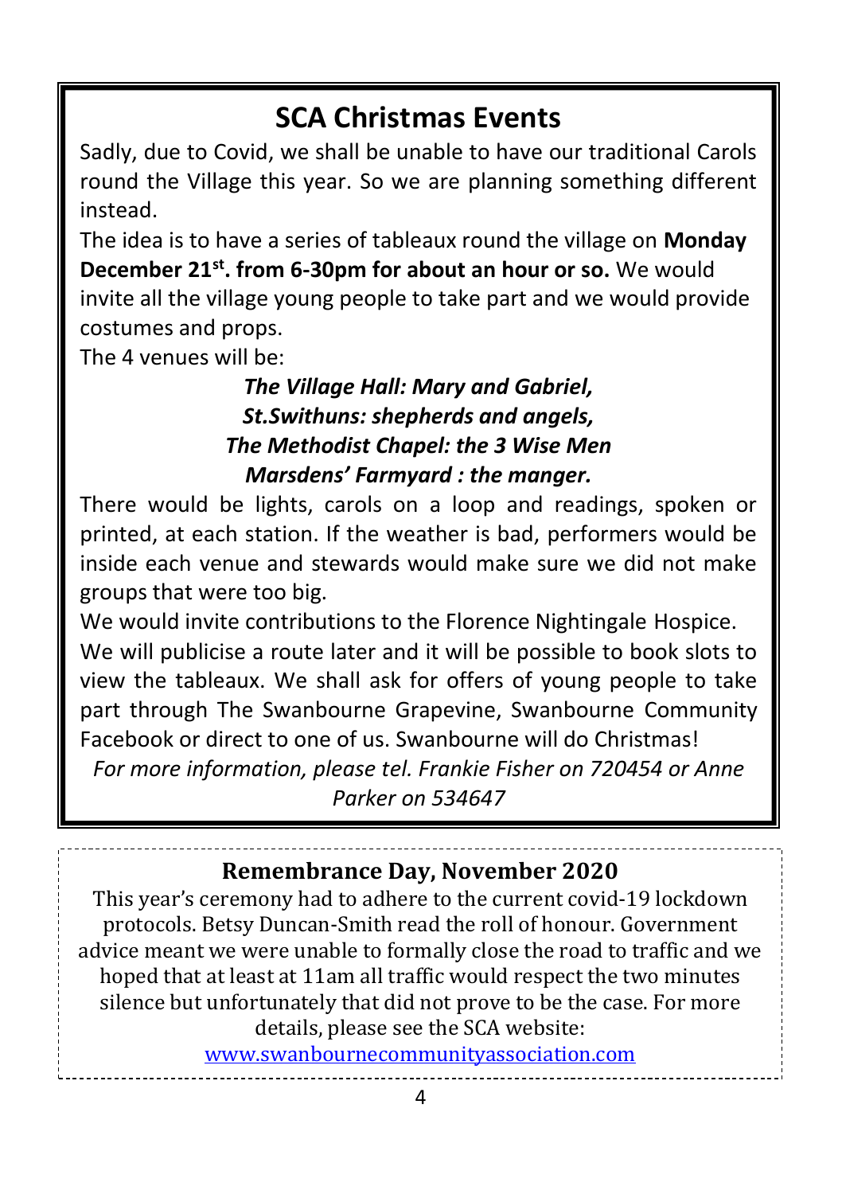## SCA Christmas Events

Sadly, due to Covid, we shall be unable to have our traditional Carols round the Village this year. So we are planning something different instead.

The idea is to have a series of tableaux round the village on **Monday December 21st. from 6-30pm for about an hour or so.** We would invite all the village young people to take part and we would provide costumes and props.

The 4 venues will be:

***The Village Hall: Mary and Gabriel,***
***St.Swithuns: shepherds and angels,***
***The Methodist Chapel: the 3 Wise Men***
***Marsdens' Farmyard : the manger.***

There would be lights, carols on a loop and readings, spoken or printed, at each station. If the weather is bad, performers would be inside each venue and stewards would make sure we did not make groups that were too big.

We would invite contributions to the Florence Nightingale Hospice.

We will publicise a route later and it will be possible to book slots to view the tableaux. We shall ask for offers of young people to take part through The Swanbourne Grapevine, Swanbourne Community Facebook or direct to one of us. Swanbourne will do Christmas!

*For more information, please tel. Frankie Fisher on 720454 or Anne Parker on 534647*

## Remembrance Day, November 2020

This year's ceremony had to adhere to the current covid-19 lockdown protocols. Betsy Duncan-Smith read the roll of honour. Government advice meant we were unable to formally close the road to traffic and we hoped that at least at 11am all traffic would respect the two minutes silence but unfortunately that did not prove to be the case. For more details, please see the SCA website:

[www.swanbournecommunityassociation.com](www.swanbournecommunityassociation.com)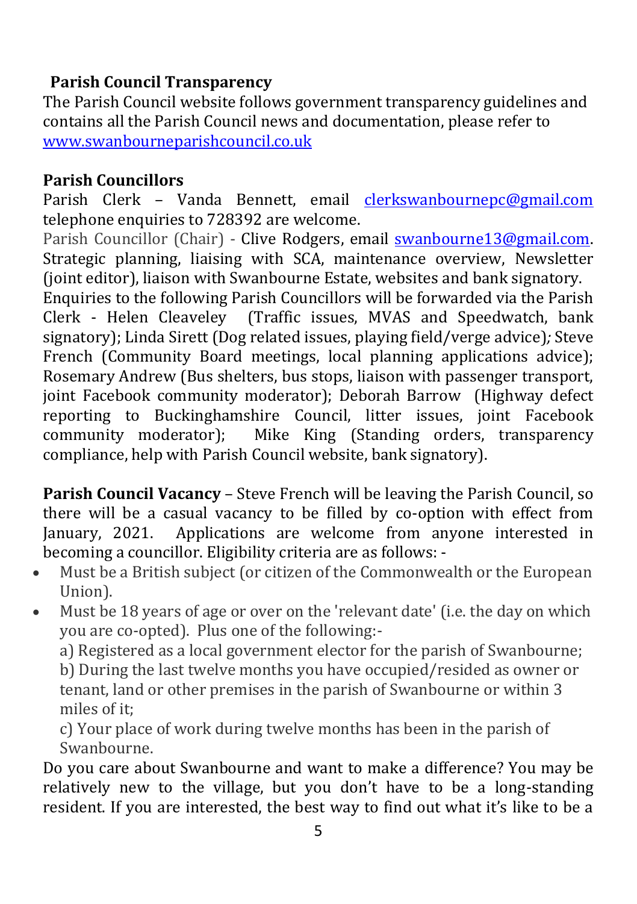## Parish Council Transparency

The Parish Council website follows government transparency guidelines and contains all the Parish Council news and documentation, please refer to [www.swanbourneparishcouncil.co.uk](http://www.swanbourneparishcouncil.co.uk)

## Parish Councillors

Parish Clerk – Vanda Bennett, email [clerkswanbournepc@gmail.com](mailto:clerkswanbournepc@gmail.com) telephone enquiries to 728392 are welcome.

Parish Councillor (Chair) - Clive Rodgers, email [swanbourne13@gmail.com](mailto:swanbourne13@gmail.com). Strategic planning, liaising with SCA, maintenance overview, Newsletter (joint editor), liaison with Swanbourne Estate, websites and bank signatory.

Enquiries to the following Parish Councillors will be forwarded via the Parish Clerk - Helen Cleaveley (Traffic issues, MVAS and Speedwatch, bank signatory); Linda Sirett (Dog related issues, playing field/verge advice)*;* Steve French (Community Board meetings, local planning applications advice); Rosemary Andrew (Bus shelters, bus stops, liaison with passenger transport, joint Facebook community moderator); Deborah Barrow (Highway defect reporting to Buckinghamshire Council, litter issues, joint Facebook community moderator); Mike King (Standing orders, transparency compliance, help with Parish Council website, bank signatory).

**Parish Council Vacancy** – Steve French will be leaving the Parish Council, so there will be a casual vacancy to be filled by co-option with effect from January, 2021. Applications are welcome from anyone interested in becoming a councillor. Eligibility criteria are as follows: -

- Must be a British subject (or citizen of the Commonwealth or the European Union).
- Must be 18 years of age or over on the 'relevant date' (i.e. the day on which you are co-opted). Plus one of the following:-

  a) Registered as a local government elector for the parish of Swanbourne;

  b) During the last twelve months you have occupied/resided as owner or tenant, land or other premises in the parish of Swanbourne or within 3 miles of it;

  c) Your place of work during twelve months has been in the parish of Swanbourne.

Do you care about Swanbourne and want to make a difference? You may be relatively new to the village, but you don't have to be a long-standing resident. If you are interested, the best way to find out what it's like to be a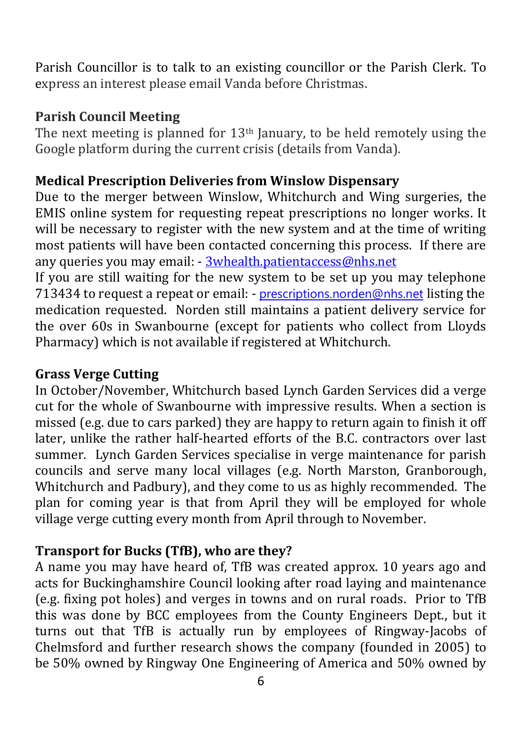Parish Councillor is to talk to an existing councillor or the Parish Clerk. To express an interest please email Vanda before Christmas.

**Parish Council Meeting**

The next meeting is planned for 13th January, to be held remotely using the Google platform during the current crisis (details from Vanda).

**Medical Prescription Deliveries from Winslow Dispensary**

Due to the merger between Winslow, Whitchurch and Wing surgeries, the EMIS online system for requesting repeat prescriptions no longer works. It will be necessary to register with the new system and at the time of writing most patients will have been contacted concerning this process. If there are any queries you may email: - 3whealth.patientaccess@nhs.net

If you are still waiting for the new system to be set up you may telephone 713434 to request a repeat or email: - prescriptions.norden@nhs.net listing the medication requested. Norden still maintains a patient delivery service for the over 60s in Swanbourne (except for patients who collect from Lloyds Pharmacy) which is not available if registered at Whitchurch.

**Grass Verge Cutting**

In October/November, Whitchurch based Lynch Garden Services did a verge cut for the whole of Swanbourne with impressive results. When a section is missed (e.g. due to cars parked) they are happy to return again to finish it off later, unlike the rather half-hearted efforts of the B.C. contractors over last summer. Lynch Garden Services specialise in verge maintenance for parish councils and serve many local villages (e.g. North Marston, Granborough, Whitchurch and Padbury), and they come to us as highly recommended. The plan for coming year is that from April they will be employed for whole village verge cutting every month from April through to November.

**Transport for Bucks (TfB), who are they?**

A name you may have heard of, TfB was created approx. 10 years ago and acts for Buckinghamshire Council looking after road laying and maintenance (e.g. fixing pot holes) and verges in towns and on rural roads. Prior to TfB this was done by BCC employees from the County Engineers Dept., but it turns out that TfB is actually run by employees of Ringway-Jacobs of Chelmsford and further research shows the company (founded in 2005) to be 50% owned by Ringway One Engineering of America and 50% owned by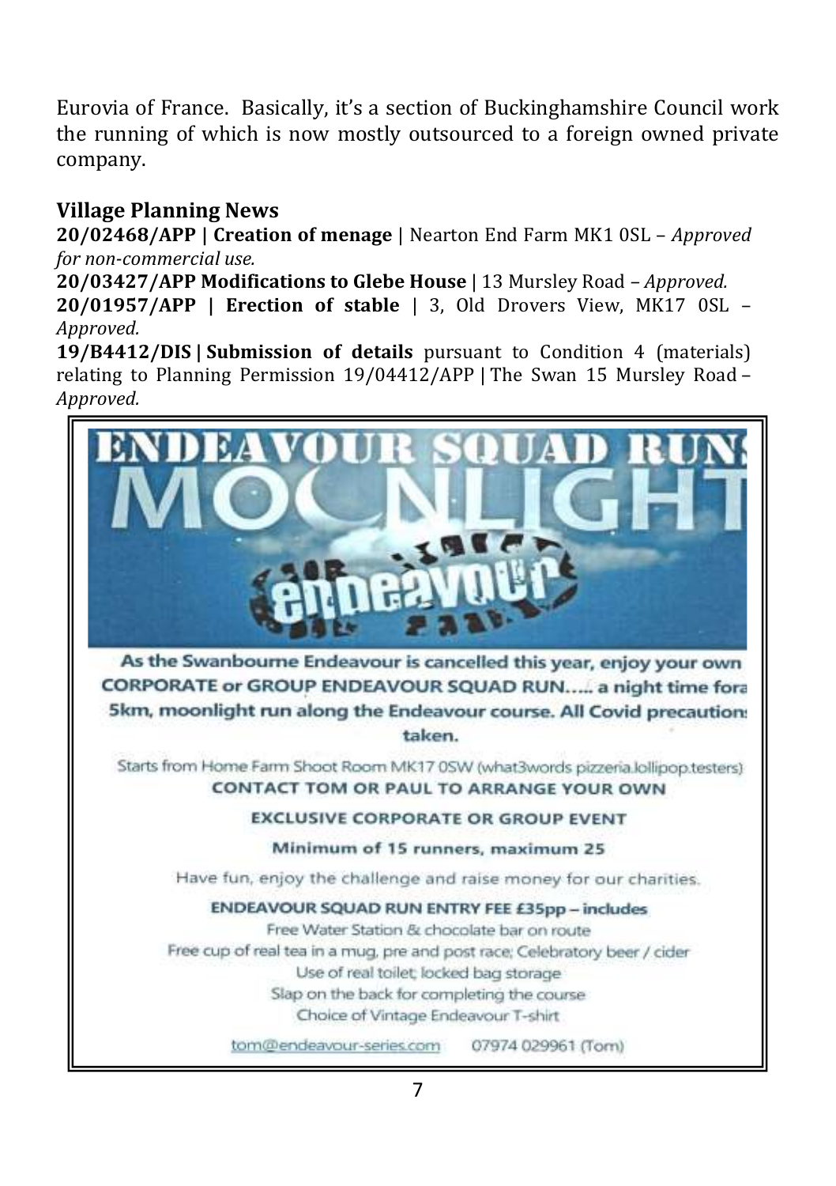Eurovia of France. Basically, it's a section of Buckinghamshire Council work the running of which is now mostly outsourced to a foreign owned private company.

## Village Planning News

**20/02468/APP | Creation of menage** | Nearton End Farm MK1 0SL – *Approved for non-commercial use.*

**20/03427/APP Modifications to Glebe House** | 13 Mursley Road – *Approved.*

**20/01957/APP | Erection of stable** | 3, Old Drovers View, MK17 0SL – *Approved.*

**19/B4412/DIS | Submission of details** pursuant to Condition 4 (materials) relating to Planning Permission 19/04412/APP | The Swan 15 Mursley Road – *Approved.*

# ENDEAVOUR SQUAD RUNS
# MOONLIGHT

endeavour

**As the Swanbourne Endeavour is cancelled this year, enjoy your own CORPORATE or GROUP ENDEAVOUR SQUAD RUN….. a night time fora 5km, moonlight run along the Endeavour course. All Covid precautions taken.**

Starts from Home Farm Shoot Room MK17 0SW (what3words pizzeria.lollipop.testers)

**CONTACT TOM OR PAUL TO ARRANGE YOUR OWN**

**EXCLUSIVE CORPORATE OR GROUP EVENT**

**Minimum of 15 runners, maximum 25**

Have fun, enjoy the challenge and raise money for our charities.

**ENDEAVOUR SQUAD RUN ENTRY FEE £35pp – includes**

Free Water Station & chocolate bar on route

Free cup of real tea in a mug, pre and post race; Celebratory beer / cider

Use of real toilet; locked bag storage

Slap on the back for completing the course

Choice of Vintage Endeavour T-shirt

tom@endeavour-series.com 07974 029961 (Tom)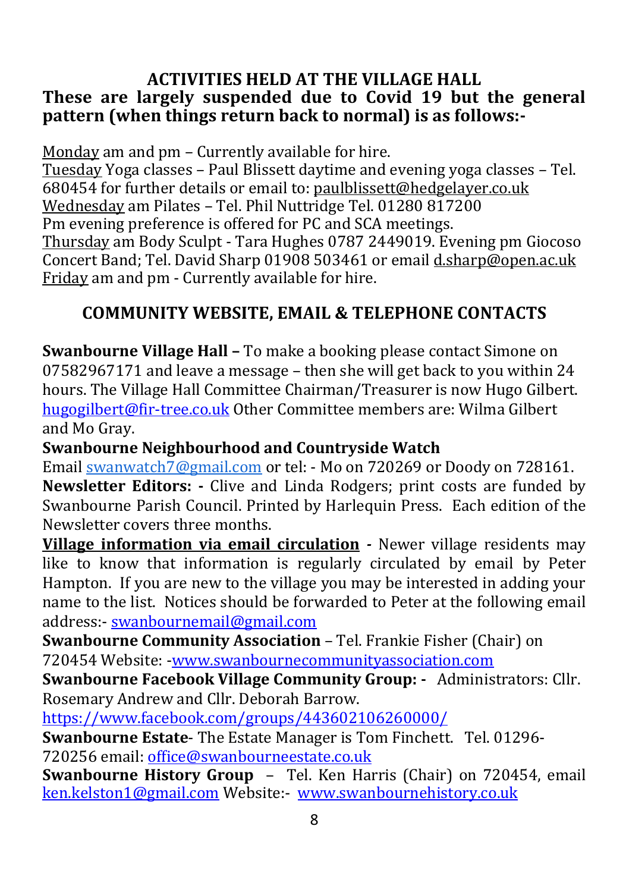## ACTIVITIES HELD AT THE VILLAGE HALL

**These are largely suspended due to Covid 19 but the general pattern (when things return back to normal) is as follows:-**

Monday am and pm – Currently available for hire.
Tuesday Yoga classes – Paul Blissett daytime and evening yoga classes – Tel. 680454 for further details or email to: paulblissett@hedgelayer.co.uk
Wednesday am Pilates – Tel. Phil Nuttridge Tel. 01280 817200
Pm evening preference is offered for PC and SCA meetings.
Thursday am Body Sculpt - Tara Hughes 0787 2449019. Evening pm Giocoso Concert Band; Tel. David Sharp 01908 503461 or email d.sharp@open.ac.uk
Friday am and pm - Currently available for hire.

## COMMUNITY WEBSITE, EMAIL & TELEPHONE CONTACTS

**Swanbourne Village Hall –** To make a booking please contact Simone on 07582967171 and leave a message – then she will get back to you within 24 hours. The Village Hall Committee Chairman/Treasurer is now Hugo Gilbert. hugogilbert@fir-tree.co.uk Other Committee members are: Wilma Gilbert and Mo Gray.

**Swanbourne Neighbourhood and Countryside Watch**
Email swanwatch7@gmail.com or tel: - Mo on 720269 or Doody on 728161.

**Newsletter Editors: -** Clive and Linda Rodgers; print costs are funded by Swanbourne Parish Council. Printed by Harlequin Press. Each edition of the Newsletter covers three months.

**Village information via email circulation -** Newer village residents may like to know that information is regularly circulated by email by Peter Hampton. If you are new to the village you may be interested in adding your name to the list. Notices should be forwarded to Peter at the following email address:- swanbournemail@gmail.com

**Swanbourne Community Association** – Tel. Frankie Fisher (Chair) on 720454 Website: -www.swanbournecommunityassociation.com

**Swanbourne Facebook Village Community Group: -** Administrators: Cllr. Rosemary Andrew and Cllr. Deborah Barrow.
https://www.facebook.com/groups/443602106260000/

**Swanbourne Estate**- The Estate Manager is Tom Finchett. Tel. 01296-720256 email: office@swanbourneestate.co.uk

**Swanbourne History Group** – Tel. Ken Harris (Chair) on 720454, email ken.kelston1@gmail.com Website:- www.swanbournehistory.co.uk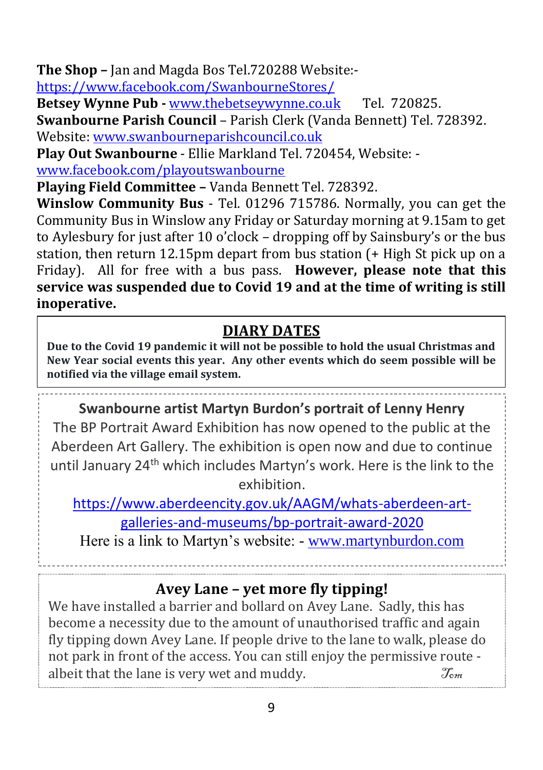**The Shop –** Jan and Magda Bos Tel.720288 Website:- https://www.facebook.com/SwanbourneStores/

**Betsey Wynne Pub -** www.thebetseywynne.co.uk Tel. 720825.

**Swanbourne Parish Council** – Parish Clerk (Vanda Bennett) Tel. 728392. Website: www.swanbourneparishcouncil.co.uk

**Play Out Swanbourne** - Ellie Markland Tel. 720454, Website: - www.facebook.com/playoutswanbourne

**Playing Field Committee –** Vanda Bennett Tel. 728392.

**Winslow Community Bus** - Tel. 01296 715786. Normally, you can get the Community Bus in Winslow any Friday or Saturday morning at 9.15am to get to Aylesbury for just after 10 o'clock – dropping off by Sainsbury's or the bus station, then return 12.15pm depart from bus station (+ High St pick up on a Friday). All for free with a bus pass. **However, please note that this service was suspended due to Covid 19 and at the time of writing is still inoperative.**

## DIARY DATES

**Due to the Covid 19 pandemic it will not be possible to hold the usual Christmas and New Year social events this year. Any other events which do seem possible will be notified via the village email system.**

### Swanbourne artist Martyn Burdon's portrait of Lenny Henry

The BP Portrait Award Exhibition has now opened to the public at the Aberdeen Art Gallery. The exhibition is open now and due to continue until January 24th which includes Martyn's work. Here is the link to the exhibition.

https://www.aberdeencity.gov.uk/AAGM/whats-aberdeen-art-galleries-and-museums/bp-portrait-award-2020

Here is a link to Martyn's website: - www.martynburdon.com

### Avey Lane – yet more fly tipping!

We have installed a barrier and bollard on Avey Lane. Sadly, this has become a necessity due to the amount of unauthorised traffic and again fly tipping down Avey Lane. If people drive to the lane to walk, please do not park in front of the access. You can still enjoy the permissive route - albeit that the lane is very wet and muddy.

*Tom*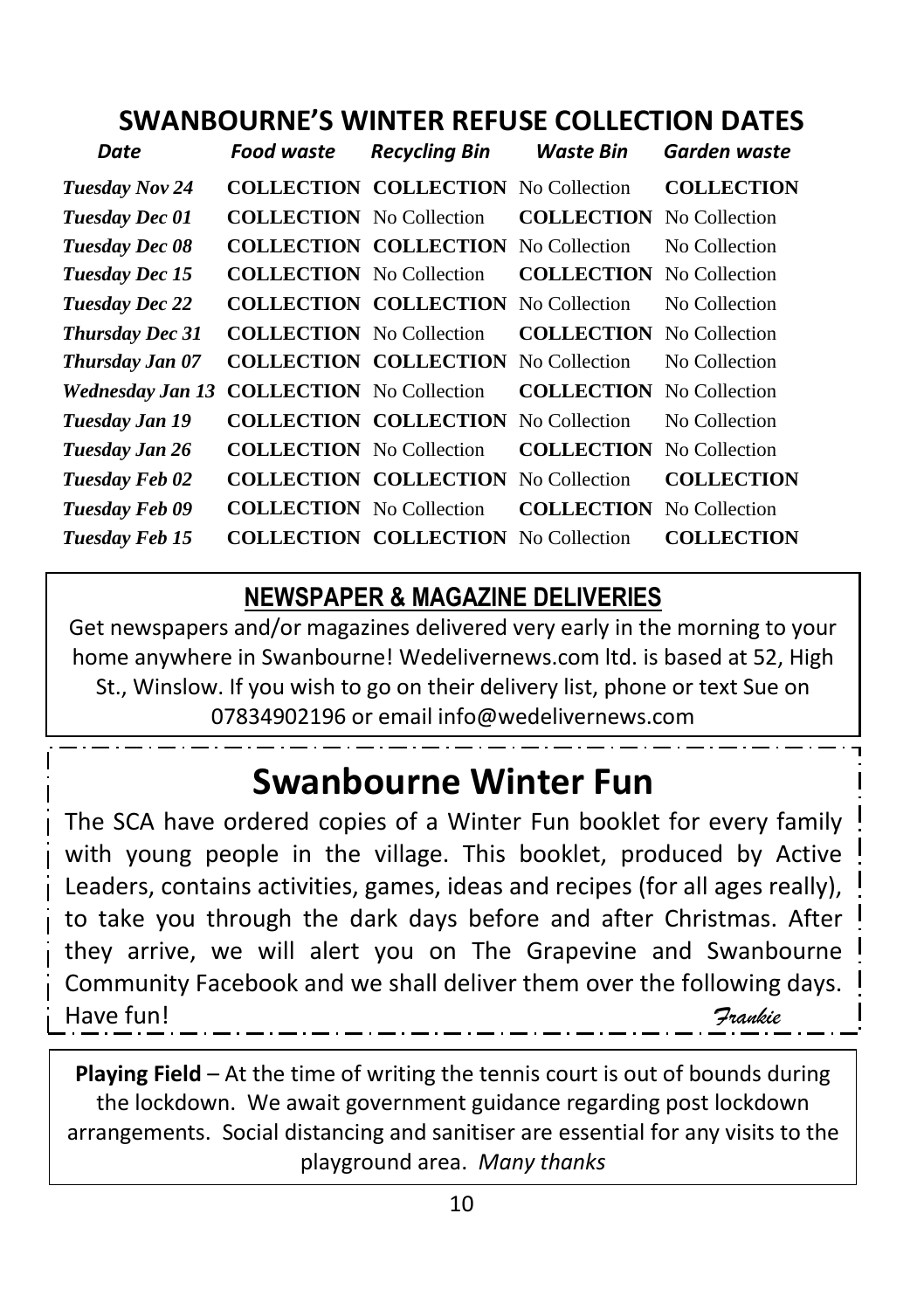## SWANBOURNE'S WINTER REFUSE COLLECTION DATES

| *Date* | *Food waste* | *Recycling Bin* | *Waste Bin* | *Garden waste* |
|---|---|---|---|---|
| *Tuesday Nov 24* | **COLLECTION** | **COLLECTION** | No Collection | **COLLECTION** |
| *Tuesday Dec 01* | **COLLECTION** | No Collection | **COLLECTION** | No Collection |
| *Tuesday Dec 08* | **COLLECTION** | **COLLECTION** | No Collection | No Collection |
| *Tuesday Dec 15* | **COLLECTION** | No Collection | **COLLECTION** | No Collection |
| *Tuesday Dec 22* | **COLLECTION** | **COLLECTION** | No Collection | No Collection |
| *Thursday Dec 31* | **COLLECTION** | No Collection | **COLLECTION** | No Collection |
| *Thursday Jan 07* | **COLLECTION** | **COLLECTION** | No Collection | No Collection |
| *Wednesday Jan 13* | **COLLECTION** | No Collection | **COLLECTION** | No Collection |
| *Tuesday Jan 19* | **COLLECTION** | **COLLECTION** | No Collection | No Collection |
| *Tuesday Jan 26* | **COLLECTION** | No Collection | **COLLECTION** | No Collection |
| *Tuesday Feb 02* | **COLLECTION** | **COLLECTION** | No Collection | **COLLECTION** |
| *Tuesday Feb 09* | **COLLECTION** | No Collection | **COLLECTION** | No Collection |
| *Tuesday Feb 15* | **COLLECTION** | **COLLECTION** | No Collection | **COLLECTION** |

## NEWSPAPER & MAGAZINE DELIVERIES

Get newspapers and/or magazines delivered very early in the morning to your home anywhere in Swanbourne! Wedelivernews.com ltd. is based at 52, High St., Winslow. If you wish to go on their delivery list, phone or text Sue on 07834902196 or email info@wedelivernews.com

# Swanbourne Winter Fun

The SCA have ordered copies of a Winter Fun booklet for every family with young people in the village. This booklet, produced by Active Leaders, contains activities, games, ideas and recipes (for all ages really), to take you through the dark days before and after Christmas. After they arrive, we will alert you on The Grapevine and Swanbourne Community Facebook and we shall deliver them over the following days. Have fun!

*Frankie*

**Playing Field** – At the time of writing the tennis court is out of bounds during the lockdown. We await government guidance regarding post lockdown arrangements. Social distancing and sanitiser are essential for any visits to the playground area. *Many thanks*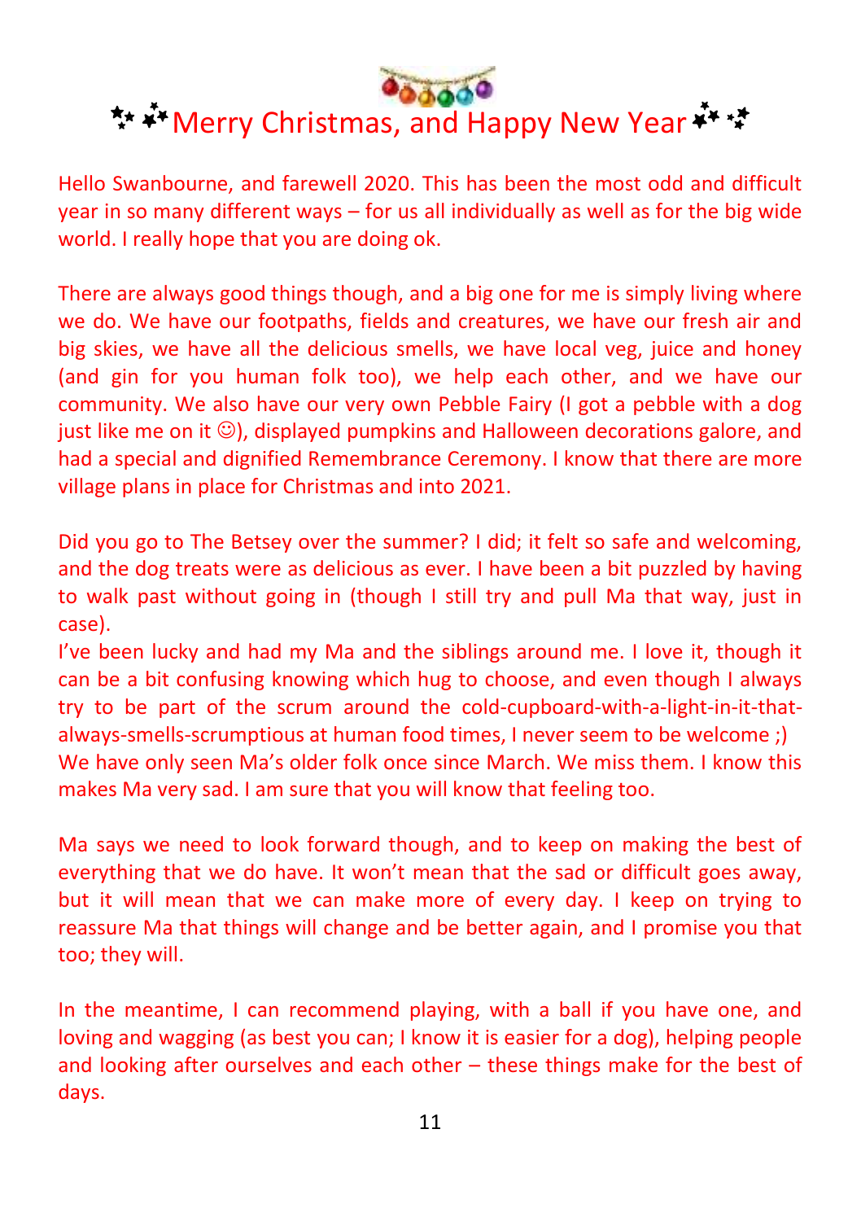# ✨ Merry Christmas, and Happy New Year ✨

Hello Swanbourne, and farewell 2020. This has been the most odd and difficult year in so many different ways – for us all individually as well as for the big wide world. I really hope that you are doing ok.

There are always good things though, and a big one for me is simply living where we do. We have our footpaths, fields and creatures, we have our fresh air and big skies, we have all the delicious smells, we have local veg, juice and honey (and gin for you human folk too), we help each other, and we have our community. We also have our very own Pebble Fairy (I got a pebble with a dog just like me on it ☺), displayed pumpkins and Halloween decorations galore, and had a special and dignified Remembrance Ceremony. I know that there are more village plans in place for Christmas and into 2021.

Did you go to The Betsey over the summer? I did; it felt so safe and welcoming, and the dog treats were as delicious as ever. I have been a bit puzzled by having to walk past without going in (though I still try and pull Ma that way, just in case).

I've been lucky and had my Ma and the siblings around me. I love it, though it can be a bit confusing knowing which hug to choose, and even though I always try to be part of the scrum around the cold-cupboard-with-a-light-in-it-that-always-smells-scrumptious at human food times, I never seem to be welcome ;)

We have only seen Ma's older folk once since March. We miss them. I know this makes Ma very sad. I am sure that you will know that feeling too.

Ma says we need to look forward though, and to keep on making the best of everything that we do have. It won't mean that the sad or difficult goes away, but it will mean that we can make more of every day. I keep on trying to reassure Ma that things will change and be better again, and I promise you that too; they will.

In the meantime, I can recommend playing, with a ball if you have one, and loving and wagging (as best you can; I know it is easier for a dog), helping people and looking after ourselves and each other – these things make for the best of days.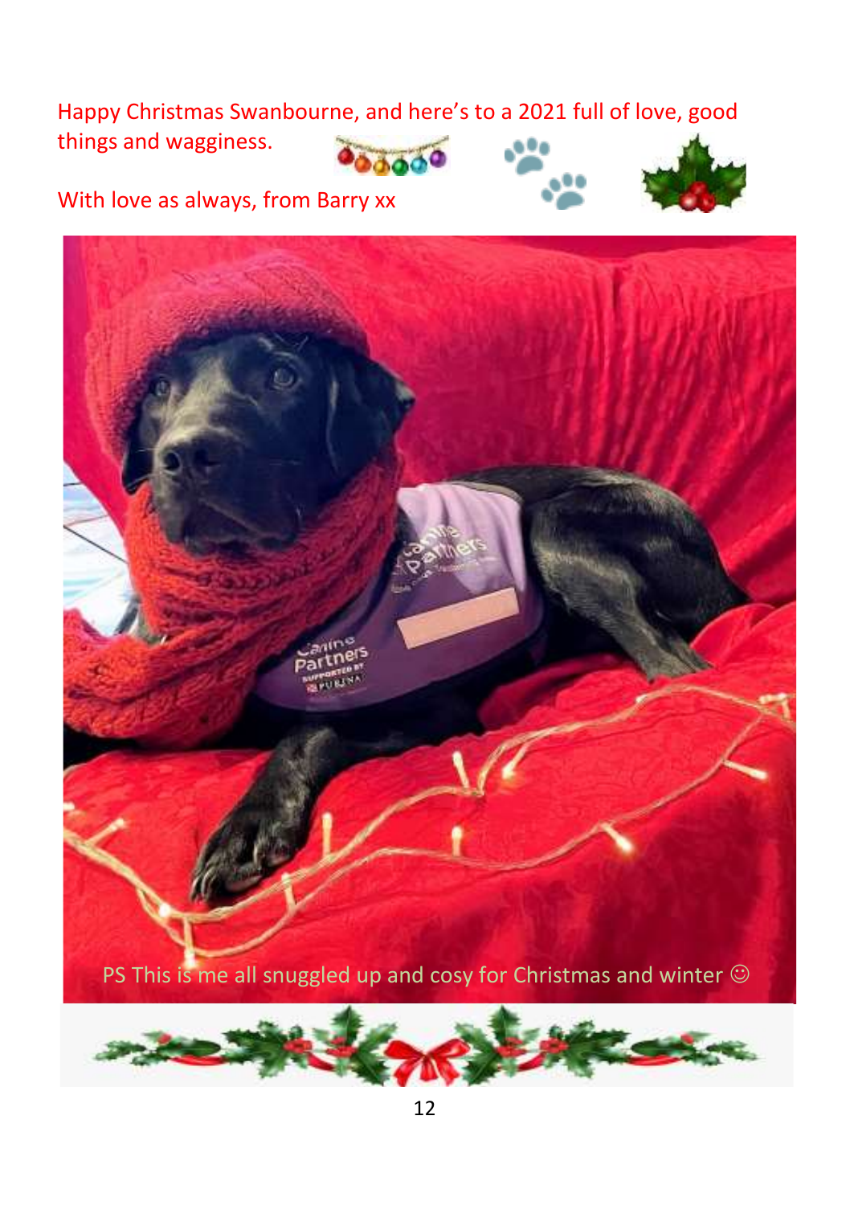Happy Christmas Swanbourne, and here's to a 2021 full of love, good things and wagginess.

With love as always, from Barry xx

PS This is me all snuggled up and cosy for Christmas and winter ☺